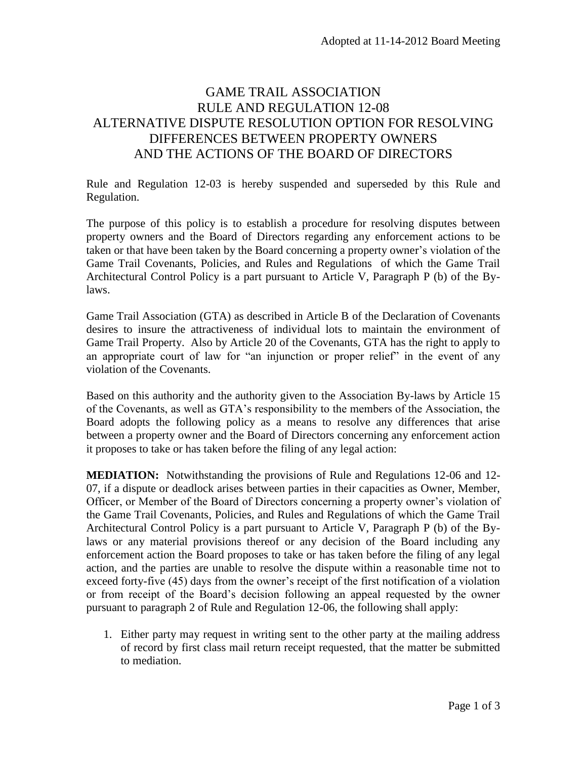Adopted at 11-14-2012 Board Meeting

# GAME TRAIL ASSOCIATION
# RULE AND REGULATION 12-08
# ALTERNATIVE DISPUTE RESOLUTION OPTION FOR RESOLVING DIFFERENCES BETWEEN PROPERTY OWNERS AND THE ACTIONS OF THE BOARD OF DIRECTORS

Rule and Regulation 12-03 is hereby suspended and superseded by this Rule and Regulation.

The purpose of this policy is to establish a procedure for resolving disputes between property owners and the Board of Directors regarding any enforcement actions to be taken or that have been taken by the Board concerning a property owner's violation of the Game Trail Covenants, Policies, and Rules and Regulations of which the Game Trail Architectural Control Policy is a part pursuant to Article V, Paragraph P (b) of the By-laws.

Game Trail Association (GTA) as described in Article B of the Declaration of Covenants desires to insure the attractiveness of individual lots to maintain the environment of Game Trail Property. Also by Article 20 of the Covenants, GTA has the right to apply to an appropriate court of law for "an injunction or proper relief" in the event of any violation of the Covenants.

Based on this authority and the authority given to the Association By-laws by Article 15 of the Covenants, as well as GTA's responsibility to the members of the Association, the Board adopts the following policy as a means to resolve any differences that arise between a property owner and the Board of Directors concerning any enforcement action it proposes to take or has taken before the filing of any legal action:

**MEDIATION:** Notwithstanding the provisions of Rule and Regulations 12-06 and 12-07, if a dispute or deadlock arises between parties in their capacities as Owner, Member, Officer, or Member of the Board of Directors concerning a property owner's violation of the Game Trail Covenants, Policies, and Rules and Regulations of which the Game Trail Architectural Control Policy is a part pursuant to Article V, Paragraph P (b) of the By-laws or any material provisions thereof or any decision of the Board including any enforcement action the Board proposes to take or has taken before the filing of any legal action, and the parties are unable to resolve the dispute within a reasonable time not to exceed forty-five (45) days from the owner's receipt of the first notification of a violation or from receipt of the Board's decision following an appeal requested by the owner pursuant to paragraph 2 of Rule and Regulation 12-06, the following shall apply:

1. Either party may request in writing sent to the other party at the mailing address of record by first class mail return receipt requested, that the matter be submitted to mediation.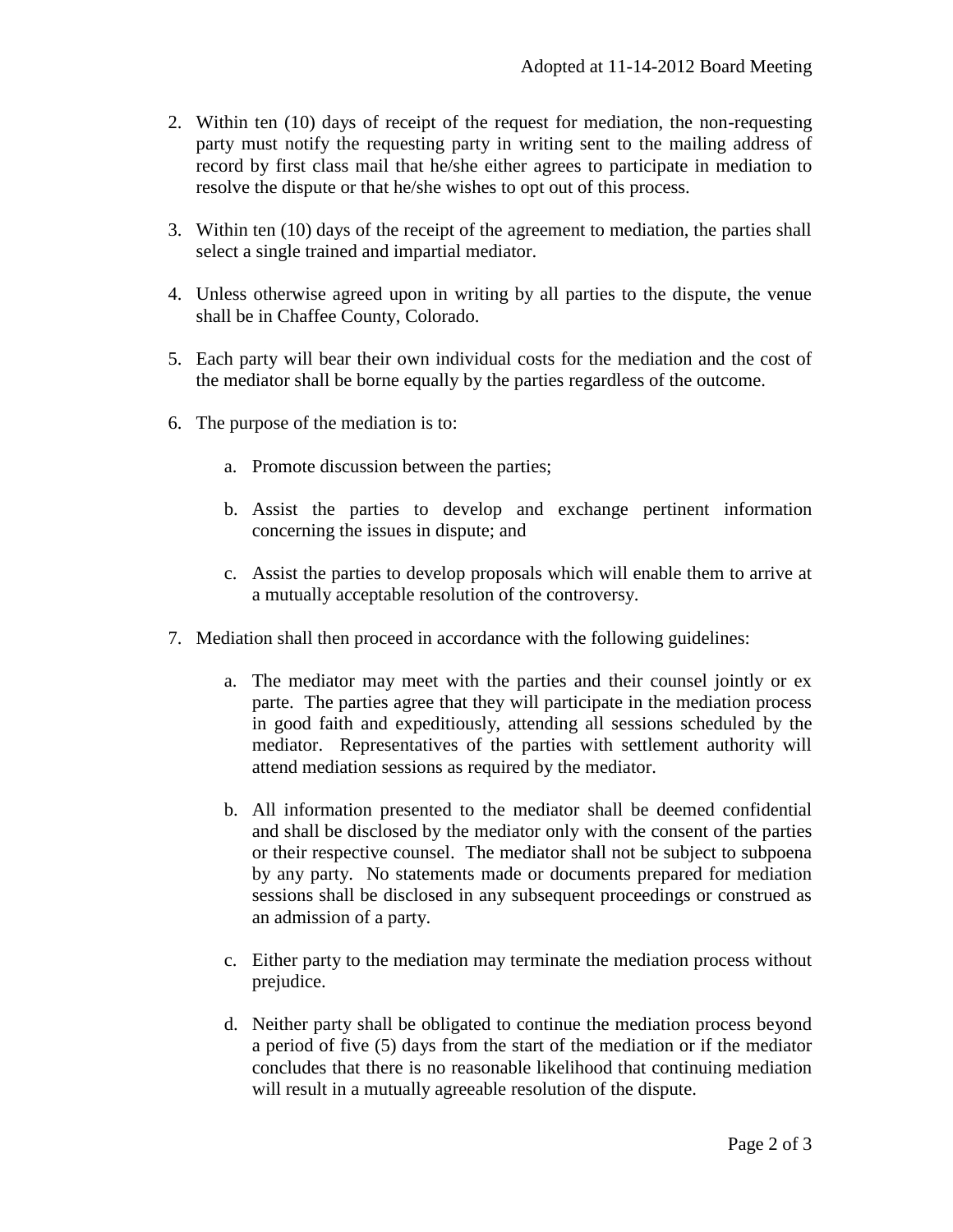2. Within ten (10) days of receipt of the request for mediation, the non-requesting party must notify the requesting party in writing sent to the mailing address of record by first class mail that he/she either agrees to participate in mediation to resolve the dispute or that he/she wishes to opt out of this process.

3. Within ten (10) days of the receipt of the agreement to mediation, the parties shall select a single trained and impartial mediator.

4. Unless otherwise agreed upon in writing by all parties to the dispute, the venue shall be in Chaffee County, Colorado.

5. Each party will bear their own individual costs for the mediation and the cost of the mediator shall be borne equally by the parties regardless of the outcome.

6. The purpose of the mediation is to:

    a. Promote discussion between the parties;

    b. Assist the parties to develop and exchange pertinent information concerning the issues in dispute; and

    c. Assist the parties to develop proposals which will enable them to arrive at a mutually acceptable resolution of the controversy.

7. Mediation shall then proceed in accordance with the following guidelines:

    a. The mediator may meet with the parties and their counsel jointly or ex parte. The parties agree that they will participate in the mediation process in good faith and expeditiously, attending all sessions scheduled by the mediator. Representatives of the parties with settlement authority will attend mediation sessions as required by the mediator.

    b. All information presented to the mediator shall be deemed confidential and shall be disclosed by the mediator only with the consent of the parties or their respective counsel. The mediator shall not be subject to subpoena by any party. No statements made or documents prepared for mediation sessions shall be disclosed in any subsequent proceedings or construed as an admission of a party.

    c. Either party to the mediation may terminate the mediation process without prejudice.

    d. Neither party shall be obligated to continue the mediation process beyond a period of five (5) days from the start of the mediation or if the mediator concludes that there is no reasonable likelihood that continuing mediation will result in a mutually agreeable resolution of the dispute.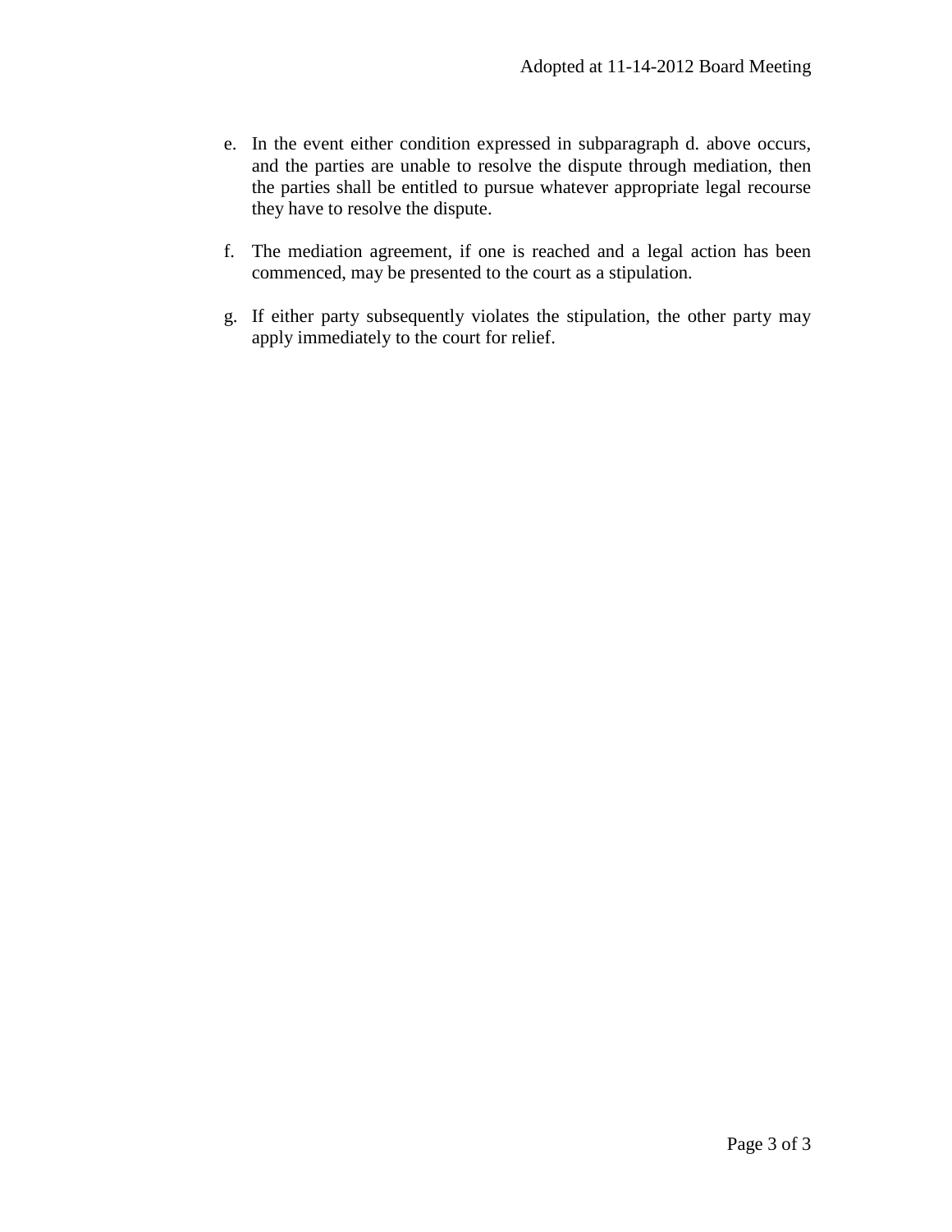e. In the event either condition expressed in subparagraph d. above occurs, and the parties are unable to resolve the dispute through mediation, then the parties shall be entitled to pursue whatever appropriate legal recourse they have to resolve the dispute.

f. The mediation agreement, if one is reached and a legal action has been commenced, may be presented to the court as a stipulation.

g. If either party subsequently violates the stipulation, the other party may apply immediately to the court for relief.